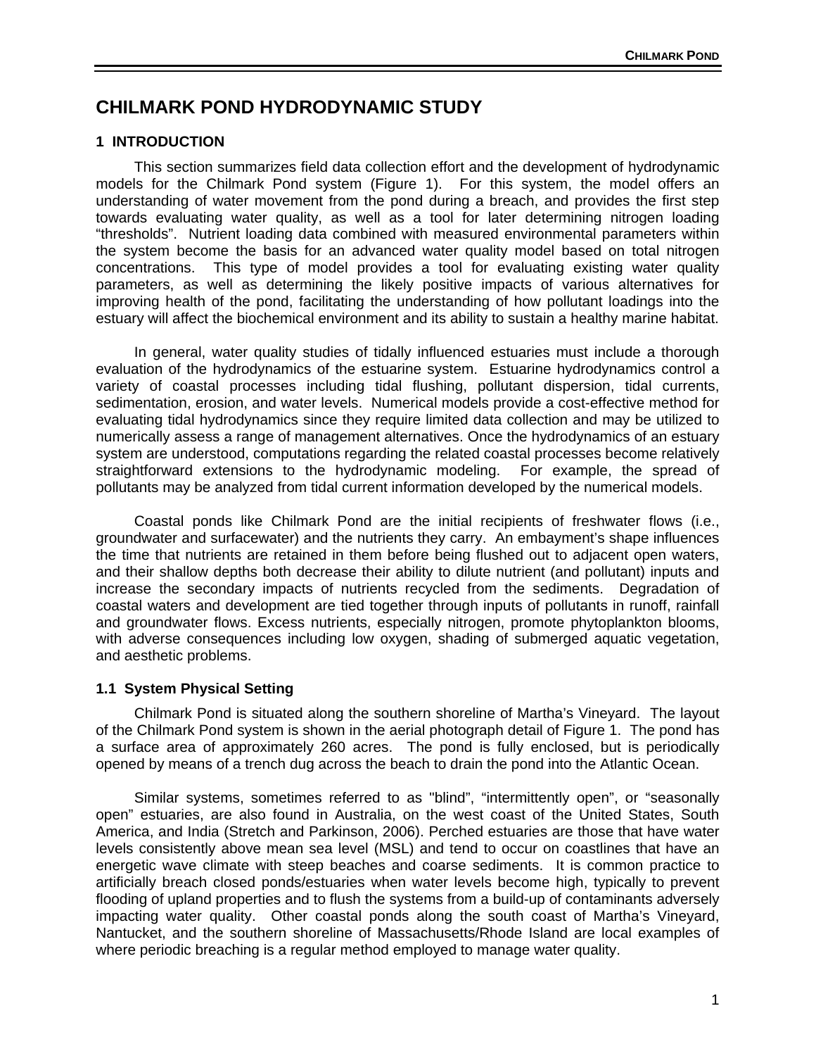# CHILMARK POND HYDRODYNAMIC STUDY

## 1 INTRODUCTION

This section summarizes field data collection effort and the development of hydrodynamic models for the Chilmark Pond system (Figure 1). For this system, the model offers an understanding of water movement from the pond during a breach, and provides the first step towards evaluating water quality, as well as a tool for later determining nitrogen loading "thresholds". Nutrient loading data combined with measured environmental parameters within the system become the basis for an advanced water quality model based on total nitrogen concentrations. This type of model provides a tool for evaluating existing water quality parameters, as well as determining the likely positive impacts of various alternatives for improving health of the pond, facilitating the understanding of how pollutant loadings into the estuary will affect the biochemical environment and its ability to sustain a healthy marine habitat.

In general, water quality studies of tidally influenced estuaries must include a thorough evaluation of the hydrodynamics of the estuarine system. Estuarine hydrodynamics control a variety of coastal processes including tidal flushing, pollutant dispersion, tidal currents, sedimentation, erosion, and water levels. Numerical models provide a cost-effective method for evaluating tidal hydrodynamics since they require limited data collection and may be utilized to numerically assess a range of management alternatives. Once the hydrodynamics of an estuary system are understood, computations regarding the related coastal processes become relatively straightforward extensions to the hydrodynamic modeling. For example, the spread of pollutants may be analyzed from tidal current information developed by the numerical models.

Coastal ponds like Chilmark Pond are the initial recipients of freshwater flows (i.e., groundwater and surfacewater) and the nutrients they carry. An embayment's shape influences the time that nutrients are retained in them before being flushed out to adjacent open waters, and their shallow depths both decrease their ability to dilute nutrient (and pollutant) inputs and increase the secondary impacts of nutrients recycled from the sediments. Degradation of coastal waters and development are tied together through inputs of pollutants in runoff, rainfall and groundwater flows. Excess nutrients, especially nitrogen, promote phytoplankton blooms, with adverse consequences including low oxygen, shading of submerged aquatic vegetation, and aesthetic problems.

### 1.1 System Physical Setting

Chilmark Pond is situated along the southern shoreline of Martha's Vineyard. The layout of the Chilmark Pond system is shown in the aerial photograph detail of Figure 1. The pond has a surface area of approximately 260 acres. The pond is fully enclosed, but is periodically opened by means of a trench dug across the beach to drain the pond into the Atlantic Ocean.

Similar systems, sometimes referred to as "blind", "intermittently open", or "seasonally open" estuaries, are also found in Australia, on the west coast of the United States, South America, and India (Stretch and Parkinson, 2006). Perched estuaries are those that have water levels consistently above mean sea level (MSL) and tend to occur on coastlines that have an energetic wave climate with steep beaches and coarse sediments. It is common practice to artificially breach closed ponds/estuaries when water levels become high, typically to prevent flooding of upland properties and to flush the systems from a build-up of contaminants adversely impacting water quality. Other coastal ponds along the south coast of Martha's Vineyard, Nantucket, and the southern shoreline of Massachusetts/Rhode Island are local examples of where periodic breaching is a regular method employed to manage water quality.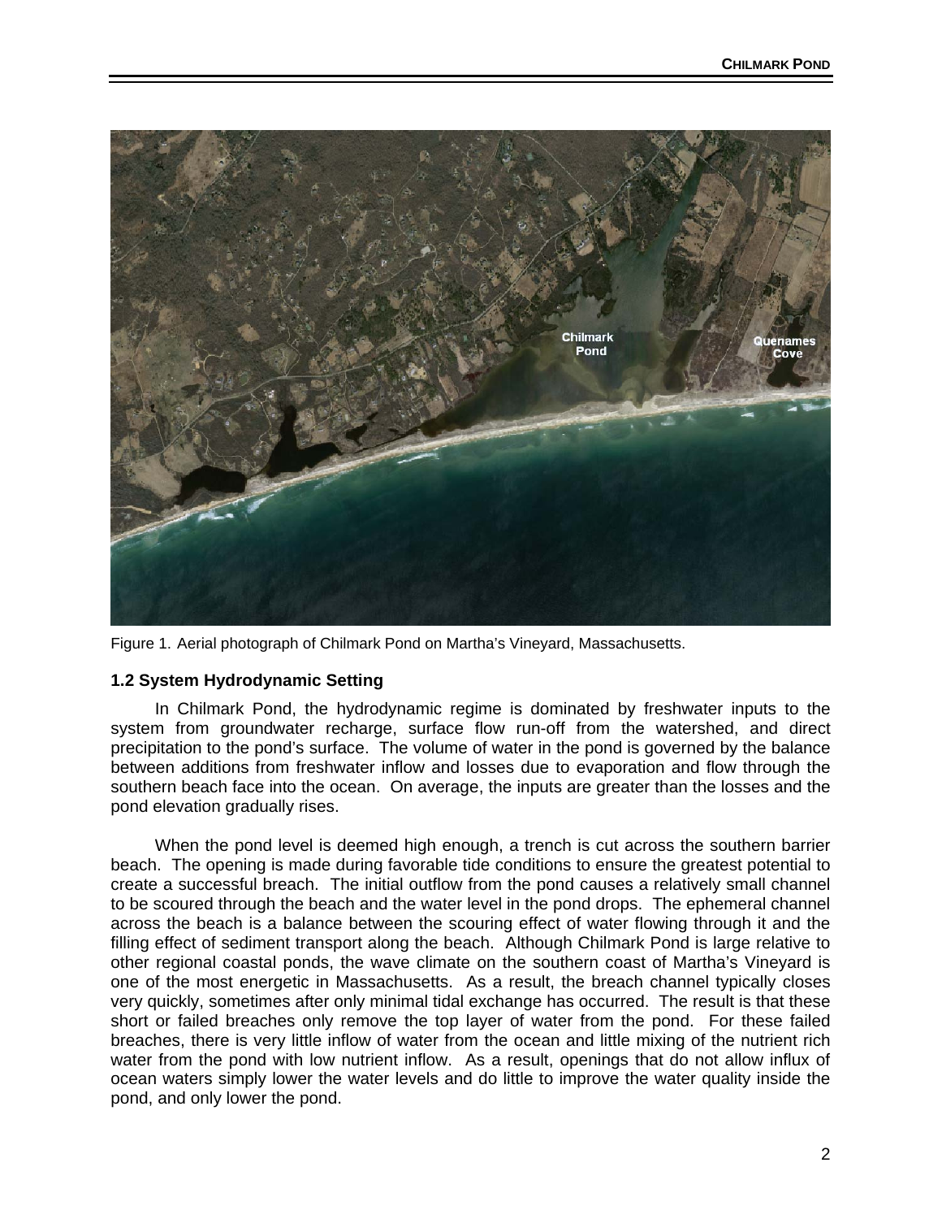Figure 1. Aerial photograph of Chilmark Pond on Martha's Vineyard, Massachusetts.

## 1.2 System Hydrodynamic Setting

In Chilmark Pond, the hydrodynamic regime is dominated by freshwater inputs to the system from groundwater recharge, surface flow run-off from the watershed, and direct precipitation to the pond's surface. The volume of water in the pond is governed by the balance between additions from freshwater inflow and losses due to evaporation and flow through the southern beach face into the ocean. On average, the inputs are greater than the losses and the pond elevation gradually rises.

When the pond level is deemed high enough, a trench is cut across the southern barrier beach. The opening is made during favorable tide conditions to ensure the greatest potential to create a successful breach. The initial outflow from the pond causes a relatively small channel to be scoured through the beach and the water level in the pond drops. The ephemeral channel across the beach is a balance between the scouring effect of water flowing through it and the filling effect of sediment transport along the beach. Although Chilmark Pond is large relative to other regional coastal ponds, the wave climate on the southern coast of Martha's Vineyard is one of the most energetic in Massachusetts. As a result, the breach channel typically closes very quickly, sometimes after only minimal tidal exchange has occurred. The result is that these short or failed breaches only remove the top layer of water from the pond. For these failed breaches, there is very little inflow of water from the ocean and little mixing of the nutrient rich water from the pond with low nutrient inflow. As a result, openings that do not allow influx of ocean waters simply lower the water levels and do little to improve the water quality inside the pond, and only lower the pond.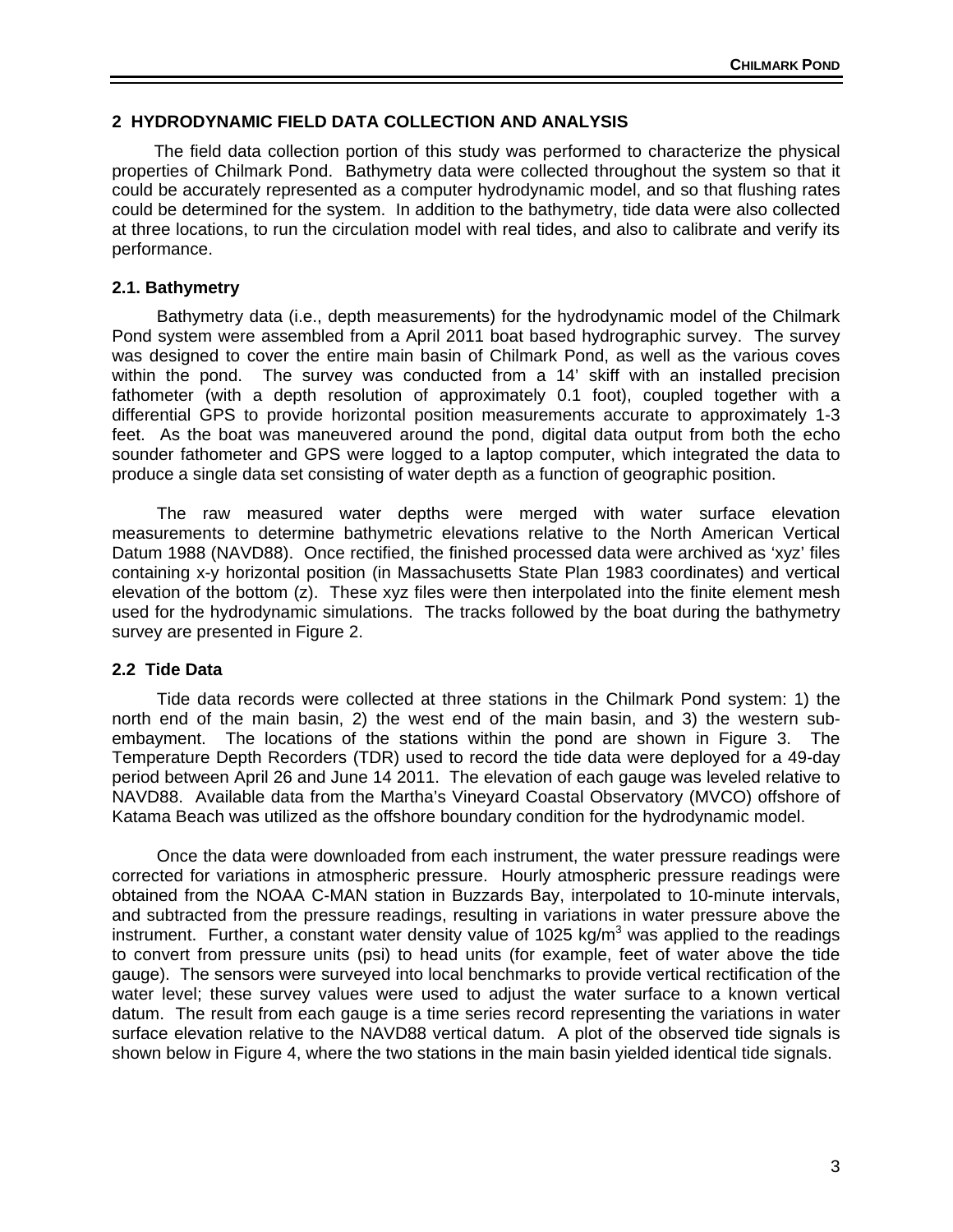## 2 HYDRODYNAMIC FIELD DATA COLLECTION AND ANALYSIS

The field data collection portion of this study was performed to characterize the physical properties of Chilmark Pond. Bathymetry data were collected throughout the system so that it could be accurately represented as a computer hydrodynamic model, and so that flushing rates could be determined for the system. In addition to the bathymetry, tide data were also collected at three locations, to run the circulation model with real tides, and also to calibrate and verify its performance.

### 2.1. Bathymetry

Bathymetry data (i.e., depth measurements) for the hydrodynamic model of the Chilmark Pond system were assembled from a April 2011 boat based hydrographic survey. The survey was designed to cover the entire main basin of Chilmark Pond, as well as the various coves within the pond. The survey was conducted from a 14' skiff with an installed precision fathometer (with a depth resolution of approximately 0.1 foot), coupled together with a differential GPS to provide horizontal position measurements accurate to approximately 1-3 feet. As the boat was maneuvered around the pond, digital data output from both the echo sounder fathometer and GPS were logged to a laptop computer, which integrated the data to produce a single data set consisting of water depth as a function of geographic position.

The raw measured water depths were merged with water surface elevation measurements to determine bathymetric elevations relative to the North American Vertical Datum 1988 (NAVD88). Once rectified, the finished processed data were archived as 'xyz' files containing x-y horizontal position (in Massachusetts State Plan 1983 coordinates) and vertical elevation of the bottom (z). These xyz files were then interpolated into the finite element mesh used for the hydrodynamic simulations. The tracks followed by the boat during the bathymetry survey are presented in Figure 2.

### 2.2 Tide Data

Tide data records were collected at three stations in the Chilmark Pond system: 1) the north end of the main basin, 2) the west end of the main basin, and 3) the western sub-embayment. The locations of the stations within the pond are shown in Figure 3. The Temperature Depth Recorders (TDR) used to record the tide data were deployed for a 49-day period between April 26 and June 14 2011. The elevation of each gauge was leveled relative to NAVD88. Available data from the Martha's Vineyard Coastal Observatory (MVCO) offshore of Katama Beach was utilized as the offshore boundary condition for the hydrodynamic model.

Once the data were downloaded from each instrument, the water pressure readings were corrected for variations in atmospheric pressure. Hourly atmospheric pressure readings were obtained from the NOAA C-MAN station in Buzzards Bay, interpolated to 10-minute intervals, and subtracted from the pressure readings, resulting in variations in water pressure above the instrument. Further, a constant water density value of 1025 kg/m$^3$ was applied to the readings to convert from pressure units (psi) to head units (for example, feet of water above the tide gauge). The sensors were surveyed into local benchmarks to provide vertical rectification of the water level; these survey values were used to adjust the water surface to a known vertical datum. The result from each gauge is a time series record representing the variations in water surface elevation relative to the NAVD88 vertical datum. A plot of the observed tide signals is shown below in Figure 4, where the two stations in the main basin yielded identical tide signals.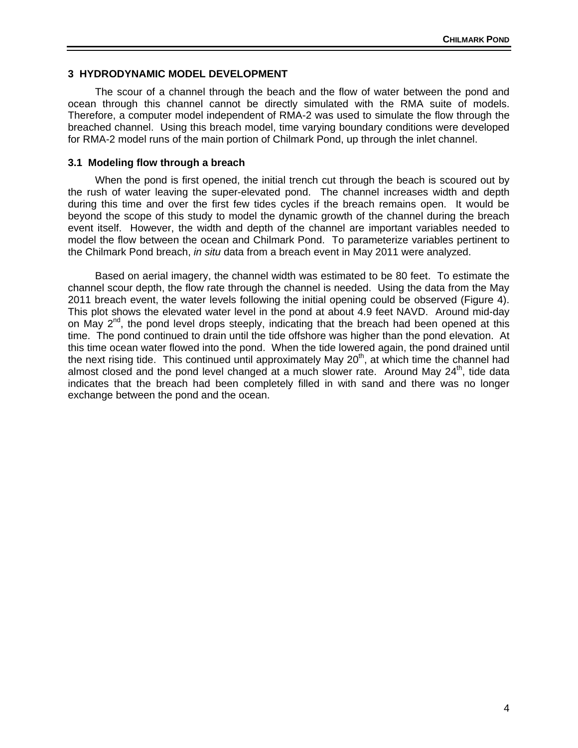## 3 HYDRODYNAMIC MODEL DEVELOPMENT

The scour of a channel through the beach and the flow of water between the pond and ocean through this channel cannot be directly simulated with the RMA suite of models. Therefore, a computer model independent of RMA-2 was used to simulate the flow through the breached channel. Using this breach model, time varying boundary conditions were developed for RMA-2 model runs of the main portion of Chilmark Pond, up through the inlet channel.

### 3.1 Modeling flow through a breach

When the pond is first opened, the initial trench cut through the beach is scoured out by the rush of water leaving the super-elevated pond. The channel increases width and depth during this time and over the first few tides cycles if the breach remains open. It would be beyond the scope of this study to model the dynamic growth of the channel during the breach event itself. However, the width and depth of the channel are important variables needed to model the flow between the ocean and Chilmark Pond. To parameterize variables pertinent to the Chilmark Pond breach, *in situ* data from a breach event in May 2011 were analyzed.

Based on aerial imagery, the channel width was estimated to be 80 feet. To estimate the channel scour depth, the flow rate through the channel is needed. Using the data from the May 2011 breach event, the water levels following the initial opening could be observed (Figure 4). This plot shows the elevated water level in the pond at about 4.9 feet NAVD. Around mid-day on May 2nd, the pond level drops steeply, indicating that the breach had been opened at this time. The pond continued to drain until the tide offshore was higher than the pond elevation. At this time ocean water flowed into the pond. When the tide lowered again, the pond drained until the next rising tide. This continued until approximately May 20th, at which time the channel had almost closed and the pond level changed at a much slower rate. Around May 24th, tide data indicates that the breach had been completely filled in with sand and there was no longer exchange between the pond and the ocean.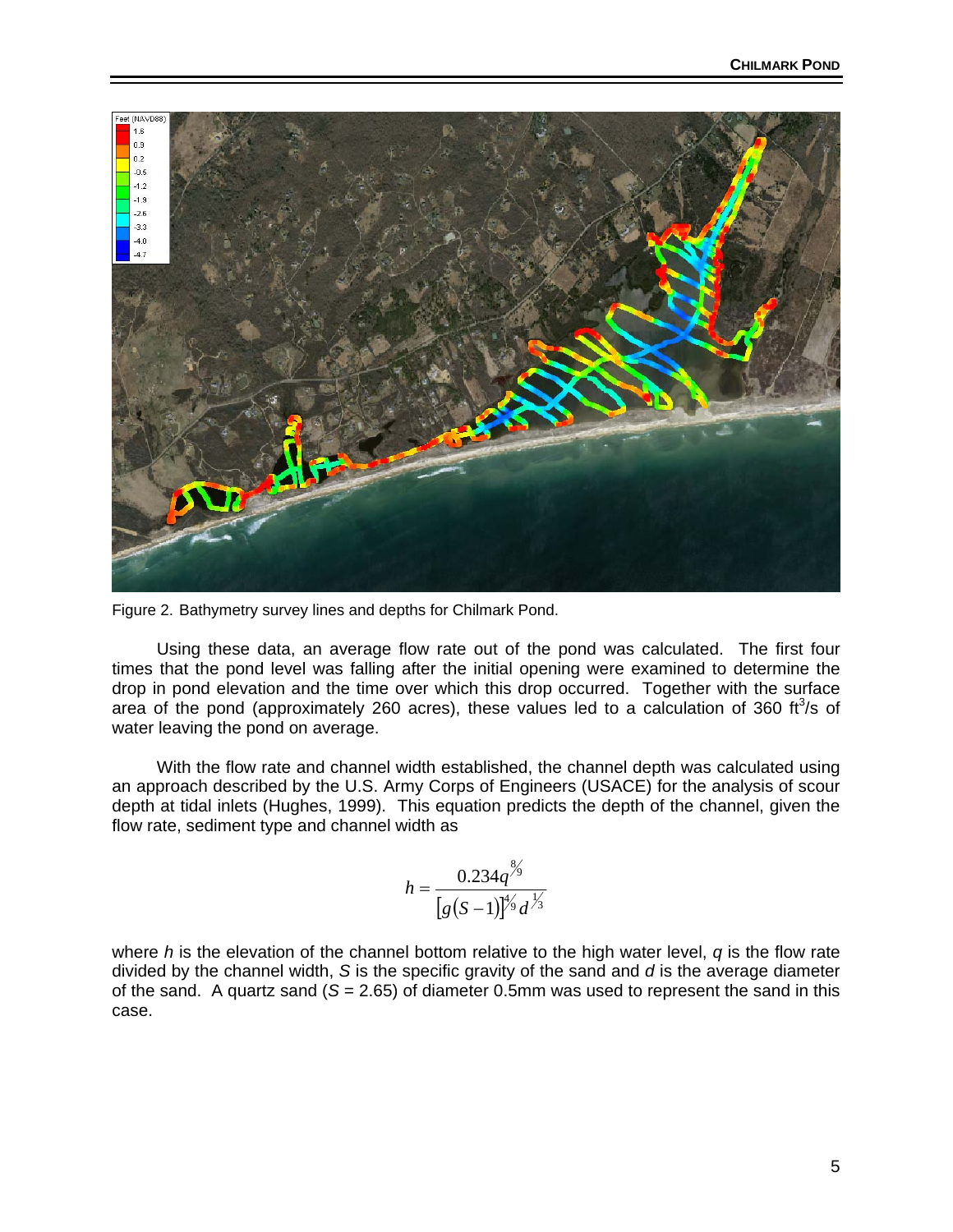Figure 2. Bathymetry survey lines and depths for Chilmark Pond.

Using these data, an average flow rate out of the pond was calculated. The first four times that the pond level was falling after the initial opening were examined to determine the drop in pond elevation and the time over which this drop occurred. Together with the surface area of the pond (approximately 260 acres), these values led to a calculation of 360 $ft^3/s$ of water leaving the pond on average.

With the flow rate and channel width established, the channel depth was calculated using an approach described by the U.S. Army Corps of Engineers (USACE) for the analysis of scour depth at tidal inlets (Hughes, 1999). This equation predicts the depth of the channel, given the flow rate, sediment type and channel width as

$$h = \frac{0.234 q^{8/9}}{\left[g(S-1)\right]^{4/9} d^{1/3}}$$

where $h$ is the elevation of the channel bottom relative to the high water level, $q$ is the flow rate divided by the channel width, $S$ is the specific gravity of the sand and $d$ is the average diameter of the sand. A quartz sand ($S = 2.65$) of diameter 0.5mm was used to represent the sand in this case.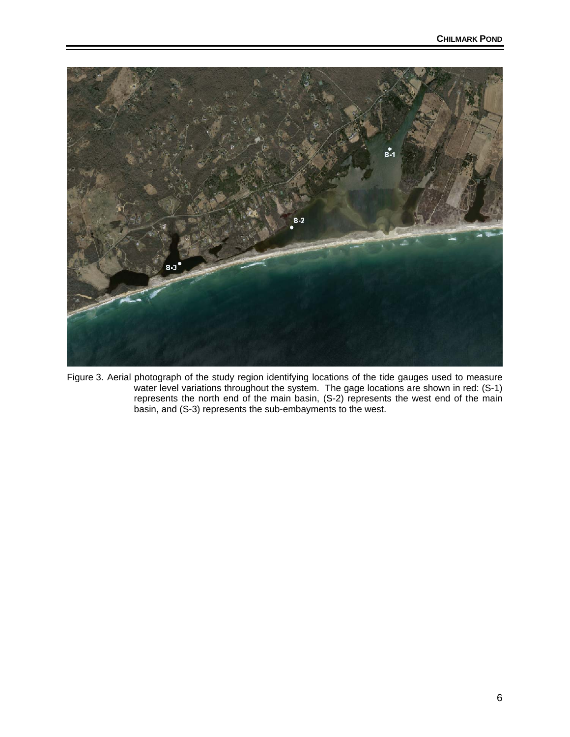Figure 3. Aerial photograph of the study region identifying locations of the tide gauges used to measure water level variations throughout the system. The gage locations are shown in red: (S-1) represents the north end of the main basin, (S-2) represents the west end of the main basin, and (S-3) represents the sub-embayments to the west.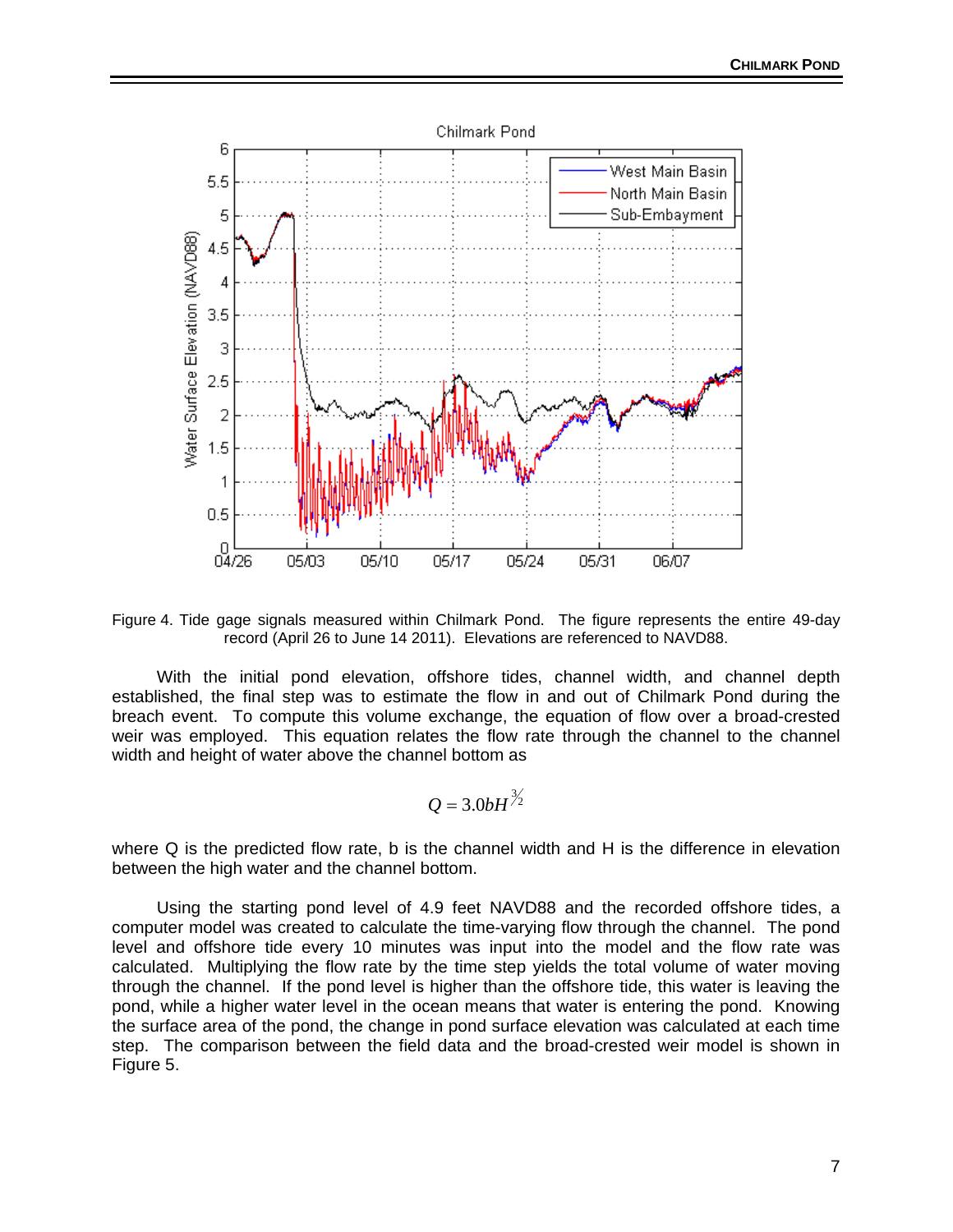Figure 4. Tide gage signals measured within Chilmark Pond. The figure represents the entire 49-day record (April 26 to June 14 2011). Elevations are referenced to NAVD88.

With the initial pond elevation, offshore tides, channel width, and channel depth established, the final step was to estimate the flow in and out of Chilmark Pond during the breach event. To compute this volume exchange, the equation of flow over a broad-crested weir was employed. This equation relates the flow rate through the channel to the channel width and height of water above the channel bottom as

$$Q = 3.0bH^{3/2}$$

where Q is the predicted flow rate, b is the channel width and H is the difference in elevation between the high water and the channel bottom.

Using the starting pond level of 4.9 feet NAVD88 and the recorded offshore tides, a computer model was created to calculate the time-varying flow through the channel. The pond level and offshore tide every 10 minutes was input into the model and the flow rate was calculated. Multiplying the flow rate by the time step yields the total volume of water moving through the channel. If the pond level is higher than the offshore tide, this water is leaving the pond, while a higher water level in the ocean means that water is entering the pond. Knowing the surface area of the pond, the change in pond surface elevation was calculated at each time step. The comparison between the field data and the broad-crested weir model is shown in Figure 5.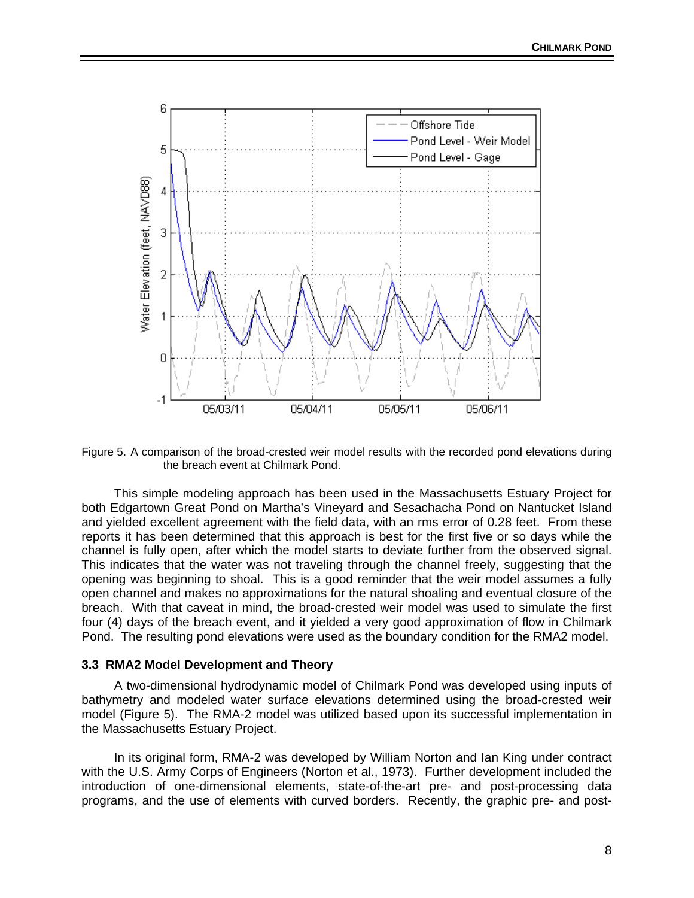Figure 5. A comparison of the broad-crested weir model results with the recorded pond elevations during the breach event at Chilmark Pond.

This simple modeling approach has been used in the Massachusetts Estuary Project for both Edgartown Great Pond on Martha's Vineyard and Sesachacha Pond on Nantucket Island and yielded excellent agreement with the field data, with an rms error of 0.28 feet. From these reports it has been determined that this approach is best for the first five or so days while the channel is fully open, after which the model starts to deviate further from the observed signal. This indicates that the water was not traveling through the channel freely, suggesting that the opening was beginning to shoal. This is a good reminder that the weir model assumes a fully open channel and makes no approximations for the natural shoaling and eventual closure of the breach. With that caveat in mind, the broad-crested weir model was used to simulate the first four (4) days of the breach event, and it yielded a very good approximation of flow in Chilmark Pond. The resulting pond elevations were used as the boundary condition for the RMA2 model.

### 3.3 RMA2 Model Development and Theory

A two-dimensional hydrodynamic model of Chilmark Pond was developed using inputs of bathymetry and modeled water surface elevations determined using the broad-crested weir model (Figure 5). The RMA-2 model was utilized based upon its successful implementation in the Massachusetts Estuary Project.

In its original form, RMA-2 was developed by William Norton and Ian King under contract with the U.S. Army Corps of Engineers (Norton et al., 1973). Further development included the introduction of one-dimensional elements, state-of-the-art pre- and post-processing data programs, and the use of elements with curved borders. Recently, the graphic pre- and post-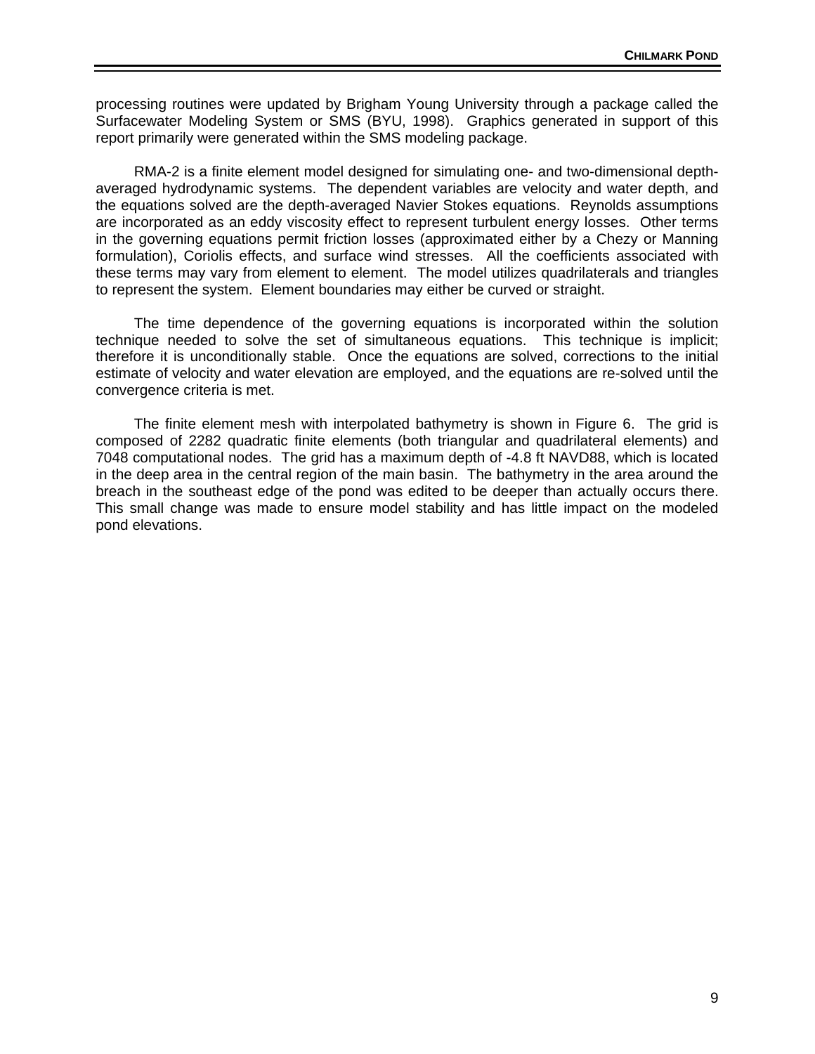processing routines were updated by Brigham Young University through a package called the Surfacewater Modeling System or SMS (BYU, 1998). Graphics generated in support of this report primarily were generated within the SMS modeling package.

RMA-2 is a finite element model designed for simulating one- and two-dimensional depth-averaged hydrodynamic systems. The dependent variables are velocity and water depth, and the equations solved are the depth-averaged Navier Stokes equations. Reynolds assumptions are incorporated as an eddy viscosity effect to represent turbulent energy losses. Other terms in the governing equations permit friction losses (approximated either by a Chezy or Manning formulation), Coriolis effects, and surface wind stresses. All the coefficients associated with these terms may vary from element to element. The model utilizes quadrilaterals and triangles to represent the system. Element boundaries may either be curved or straight.

The time dependence of the governing equations is incorporated within the solution technique needed to solve the set of simultaneous equations. This technique is implicit; therefore it is unconditionally stable. Once the equations are solved, corrections to the initial estimate of velocity and water elevation are employed, and the equations are re-solved until the convergence criteria is met.

The finite element mesh with interpolated bathymetry is shown in Figure 6. The grid is composed of 2282 quadratic finite elements (both triangular and quadrilateral elements) and 7048 computational nodes. The grid has a maximum depth of -4.8 ft NAVD88, which is located in the deep area in the central region of the main basin. The bathymetry in the area around the breach in the southeast edge of the pond was edited to be deeper than actually occurs there. This small change was made to ensure model stability and has little impact on the modeled pond elevations.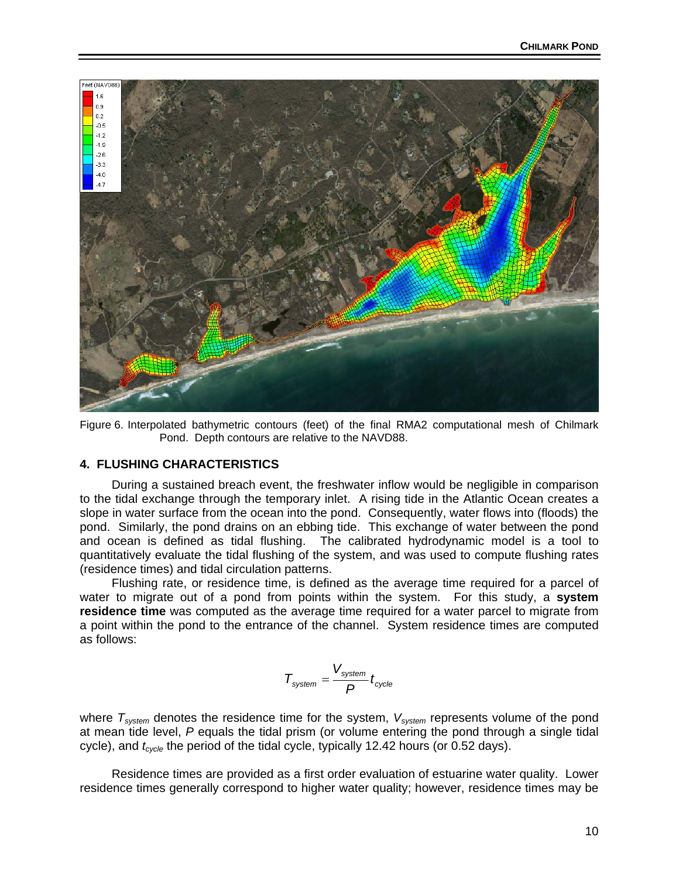Figure 6. Interpolated bathymetric contours (feet) of the final RMA2 computational mesh of Chilmark Pond. Depth contours are relative to the NAVD88.

## 4. FLUSHING CHARACTERISTICS

During a sustained breach event, the freshwater inflow would be negligible in comparison to the tidal exchange through the temporary inlet. A rising tide in the Atlantic Ocean creates a slope in water surface from the ocean into the pond. Consequently, water flows into (floods) the pond. Similarly, the pond drains on an ebbing tide. This exchange of water between the pond and ocean is defined as tidal flushing. The calibrated hydrodynamic model is a tool to quantitatively evaluate the tidal flushing of the system, and was used to compute flushing rates (residence times) and tidal circulation patterns.

Flushing rate, or residence time, is defined as the average time required for a parcel of water to migrate out of a pond from points within the system. For this study, a **system residence time** was computed as the average time required for a water parcel to migrate from a point within the pond to the entrance of the channel. System residence times are computed as follows:

$$T_{system} = \frac{V_{system}}{P} t_{cycle}$$

where $T_{system}$ denotes the residence time for the system, $V_{system}$ represents volume of the pond at mean tide level, $P$ equals the tidal prism (or volume entering the pond through a single tidal cycle), and $t_{cycle}$ the period of the tidal cycle, typically 12.42 hours (or 0.52 days).

Residence times are provided as a first order evaluation of estuarine water quality. Lower residence times generally correspond to higher water quality; however, residence times may be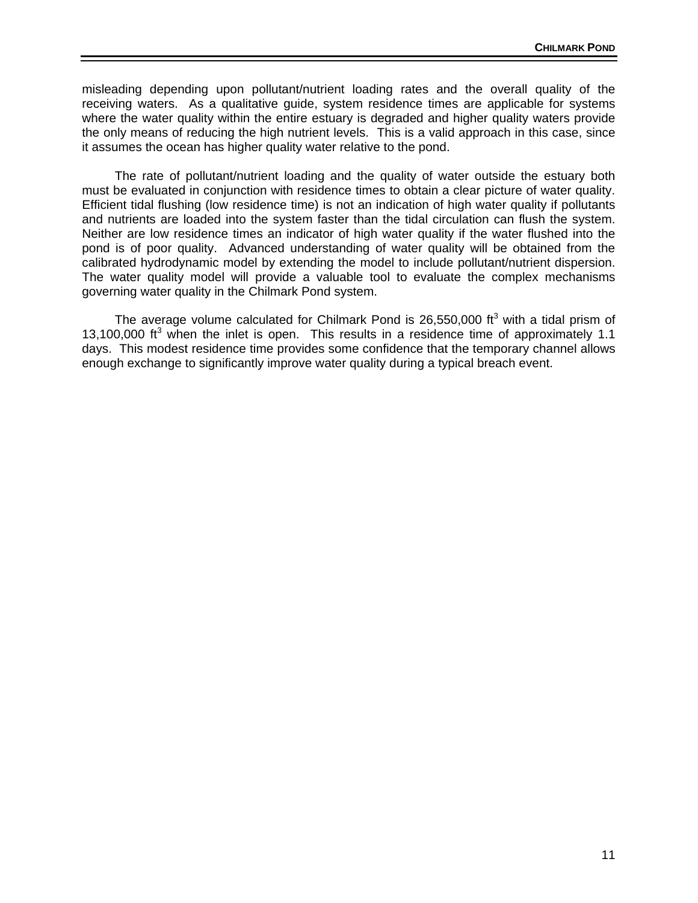misleading depending upon pollutant/nutrient loading rates and the overall quality of the receiving waters. As a qualitative guide, system residence times are applicable for systems where the water quality within the entire estuary is degraded and higher quality waters provide the only means of reducing the high nutrient levels. This is a valid approach in this case, since it assumes the ocean has higher quality water relative to the pond.

The rate of pollutant/nutrient loading and the quality of water outside the estuary both must be evaluated in conjunction with residence times to obtain a clear picture of water quality. Efficient tidal flushing (low residence time) is not an indication of high water quality if pollutants and nutrients are loaded into the system faster than the tidal circulation can flush the system. Neither are low residence times an indicator of high water quality if the water flushed into the pond is of poor quality. Advanced understanding of water quality will be obtained from the calibrated hydrodynamic model by extending the model to include pollutant/nutrient dispersion. The water quality model will provide a valuable tool to evaluate the complex mechanisms governing water quality in the Chilmark Pond system.

The average volume calculated for Chilmark Pond is 26,550,000 $ft^3$ with a tidal prism of 13,100,000 $ft^3$ when the inlet is open. This results in a residence time of approximately 1.1 days. This modest residence time provides some confidence that the temporary channel allows enough exchange to significantly improve water quality during a typical breach event.